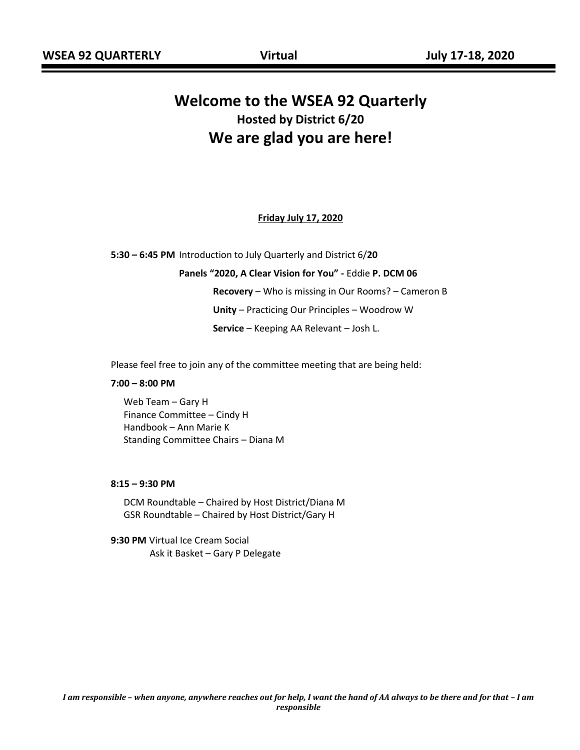# Welcome to the WSEA 92 Quarterly

### Hosted by District 6/20

## We are glad you are here!

**Friday July 17, 2020**

**5:30 – 6:45 PM** Introduction to July Quarterly and District 6/**20**

**Panels "2020, A Clear Vision for You" -** Eddie **P. DCM 06**

**Recovery** – Who is missing in Our Rooms? – Cameron B

**Unity** – Practicing Our Principles – Woodrow W

**Service** – Keeping AA Relevant – Josh L.

Please feel free to join any of the committee meeting that are being held:

**7:00 – 8:00 PM**

Web Team – Gary H
Finance Committee – Cindy H
Handbook – Ann Marie K
Standing Committee Chairs – Diana M

**8:15 – 9:30 PM**

DCM Roundtable – Chaired by Host District/Diana M
GSR Roundtable – Chaired by Host District/Gary H

**9:30 PM** Virtual Ice Cream Social
Ask it Basket – Gary P Delegate

***I am responsible – when anyone, anywhere reaches out for help, I want the hand of AA always to be there and for that – I am responsible***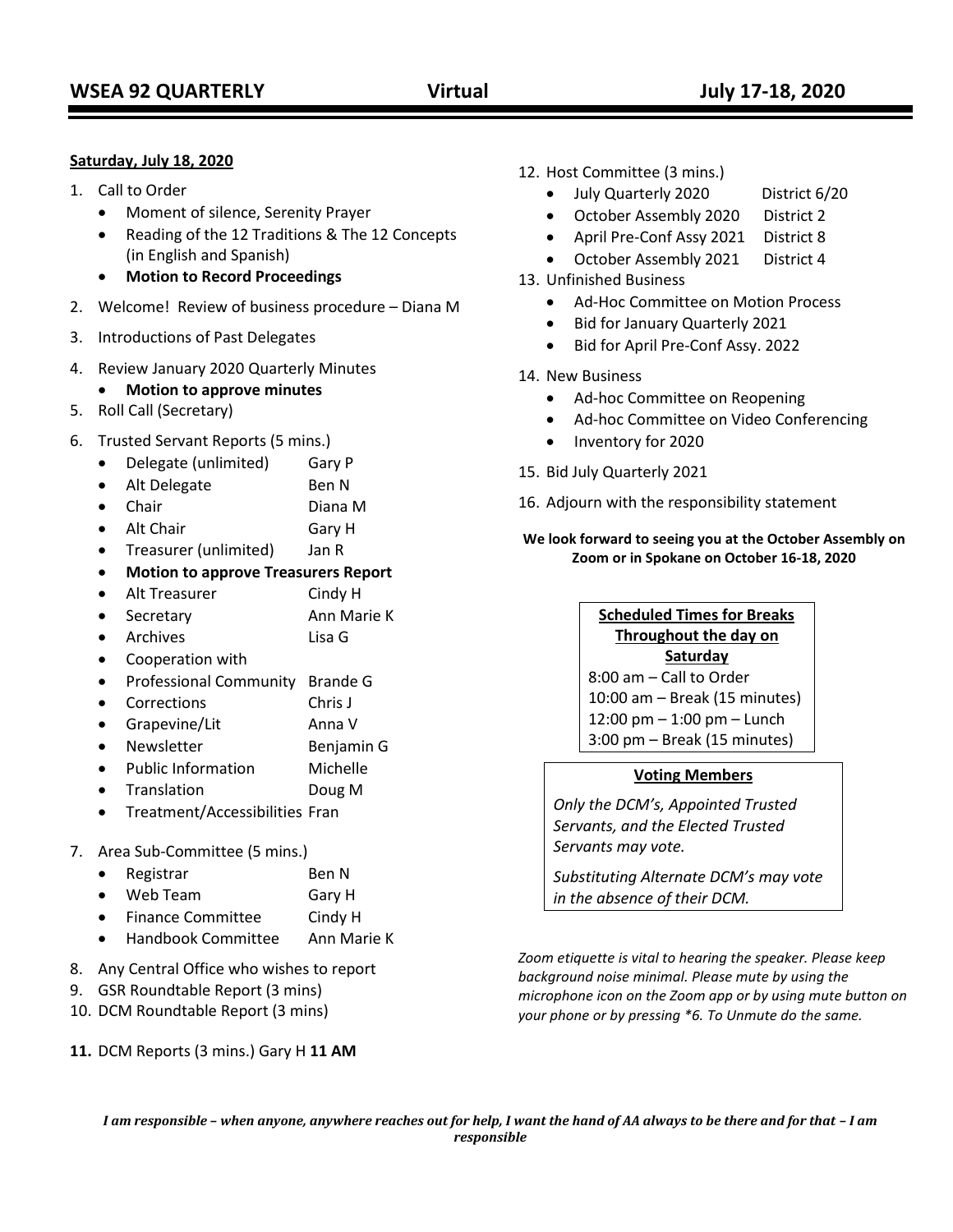# WSEA 92 QUARTERLY — Virtual — July 17-18, 2020

**Saturday, July 18, 2020**

1. Call to Order
   - Moment of silence, Serenity Prayer
   - Reading of the 12 Traditions & The 12 Concepts (in English and Spanish)
   - **Motion to Record Proceedings**
2. Welcome! Review of business procedure – Diana M
3. Introductions of Past Delegates
4. Review January 2020 Quarterly Minutes
   - **Motion to approve minutes**
5. Roll Call (Secretary)
6. Trusted Servant Reports (5 mins.)
   - Delegate (unlimited) Gary P
   - Alt Delegate Ben N
   - Chair Diana M
   - Alt Chair Gary H
   - Treasurer (unlimited) Jan R
   - **Motion to approve Treasurers Report**
   - Alt Treasurer Cindy H
   - Secretary Ann Marie K
   - Archives Lisa G
   - Cooperation with
   - Professional Community Brande G
   - Corrections Chris J
   - Grapevine/Lit Anna V
   - Newsletter Benjamin G
   - Public Information Michelle
   - Translation Doug M
   - Treatment/Accessibilities Fran
7. Area Sub-Committee (5 mins.)
   - Registrar Ben N
   - Web Team Gary H
   - Finance Committee Cindy H
   - Handbook Committee Ann Marie K
8. Any Central Office who wishes to report
9. GSR Roundtable Report (3 mins)
10. DCM Roundtable Report (3 mins)
11. DCM Reports (3 mins.) Gary H **11 AM**
12. Host Committee (3 mins.)
    - July Quarterly 2020 District 6/20
    - October Assembly 2020 District 2
    - April Pre-Conf Assy 2021 District 8
    - October Assembly 2021 District 4
13. Unfinished Business
    - Ad-Hoc Committee on Motion Process
    - Bid for January Quarterly 2021
    - Bid for April Pre-Conf Assy. 2022
14. New Business
    - Ad-hoc Committee on Reopening
    - Ad-hoc Committee on Video Conferencing
    - Inventory for 2020
15. Bid July Quarterly 2021
16. Adjourn with the responsibility statement

**We look forward to seeing you at the October Assembly on Zoom or in Spokane on October 16-18, 2020**

**Scheduled Times for Breaks Throughout the day on Saturday**

8:00 am – Call to Order
10:00 am – Break (15 minutes)
12:00 pm – 1:00 pm – Lunch
3:00 pm – Break (15 minutes)

**Voting Members**

*Only the DCM's, Appointed Trusted Servants, and the Elected Trusted Servants may vote.*

*Substituting Alternate DCM's may vote in the absence of their DCM.*

*Zoom etiquette is vital to hearing the speaker. Please keep background noise minimal. Please mute by using the microphone icon on the Zoom app or by using mute button on your phone or by pressing *6. To Unmute do the same.*

***I am responsible – when anyone, anywhere reaches out for help, I want the hand of AA always to be there and for that – I am responsible***